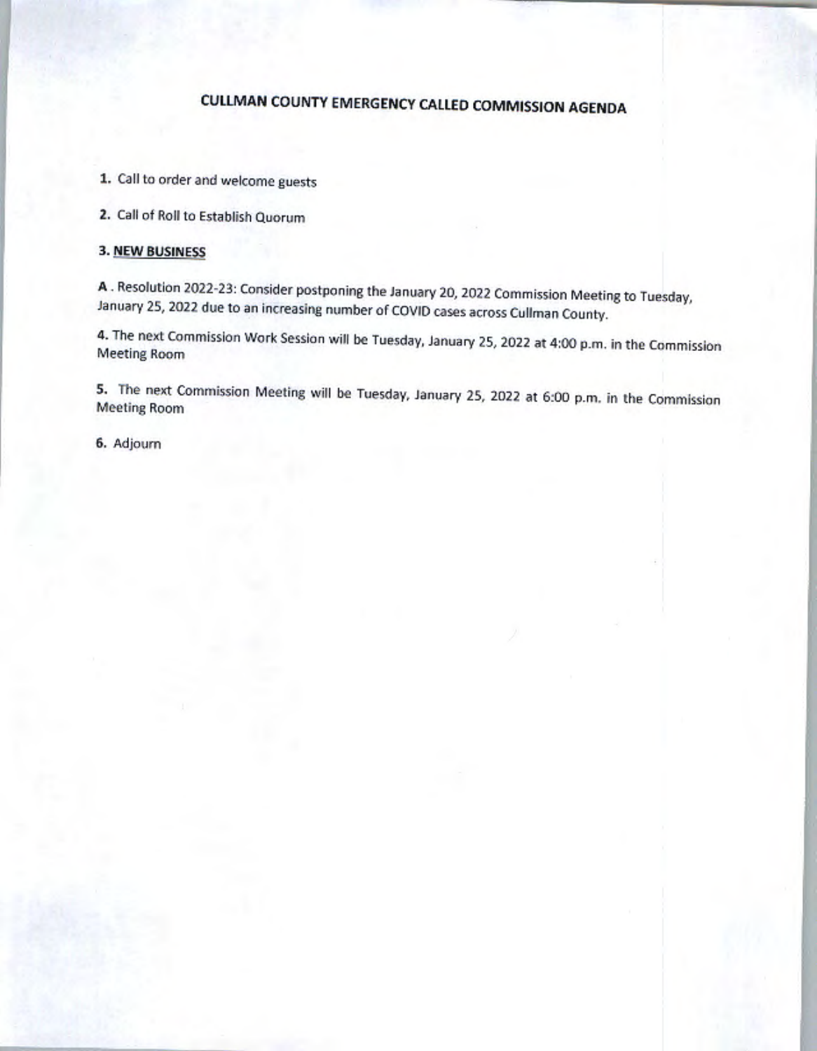# CULLMAN COUNTY EMERGENCY CALLED COMMISSION AGENDA

1. Call to order and welcome guests

2. Call of Roll to Establish Quorum

3. **<u>NEW BUSINESS</u>**

**A** . Resolution 2022-23: Consider postponing the January 20, 2022 Commission Meeting to Tuesday, January 25, 2022 due to an increasing number of COVID cases across Cullman County.

4. The next Commission Work Session will be Tuesday, January 25, 2022 at 4:00 p.m. in the Commission Meeting Room

5. The next Commission Meeting will be Tuesday, January 25, 2022 at 6:00 p.m. in the Commission Meeting Room

6. Adjourn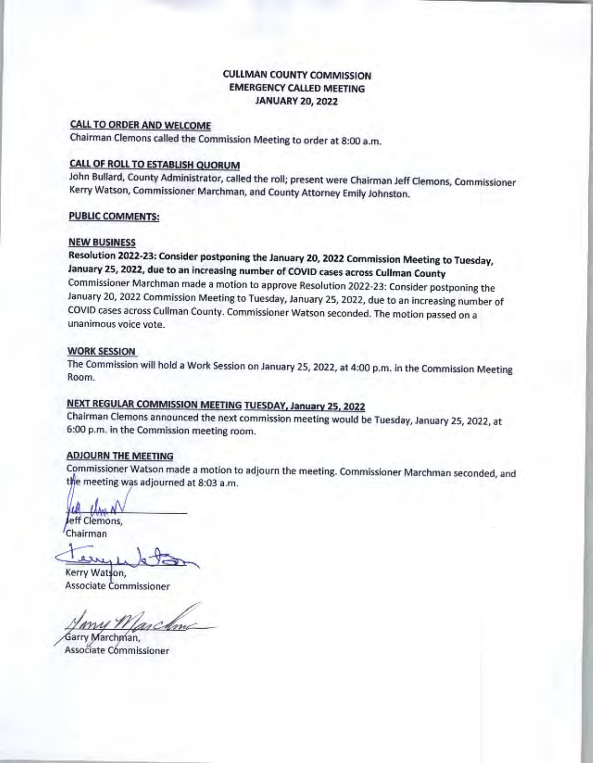# CULLMAN COUNTY COMMISSION
## EMERGENCY CALLED MEETING
## JANUARY 20, 2022

**CALL TO ORDER AND WELCOME**

Chairman Clemons called the Commission Meeting to order at 8:00 a.m.

**CALL OF ROLL TO ESTABLISH QUORUM**

John Bullard, County Administrator, called the roll; present were Chairman Jeff Clemons, Commissioner Kerry Watson, Commissioner Marchman, and County Attorney Emily Johnston.

**PUBLIC COMMENTS:**

**NEW BUSINESS**

**Resolution 2022-23: Consider postponing the January 20, 2022 Commission Meeting to Tuesday, January 25, 2022, due to an increasing number of COVID cases across Cullman County**

Commissioner Marchman made a motion to approve Resolution 2022-23: Consider postponing the January 20, 2022 Commission Meeting to Tuesday, January 25, 2022, due to an increasing number of COVID cases across Cullman County. Commissioner Watson seconded. The motion passed on a unanimous voice vote.

**WORK SESSION**

The Commission will hold a Work Session on January 25, 2022, at 4:00 p.m. in the Commission Meeting Room.

**NEXT REGULAR COMMISSION MEETING TUESDAY, January 25, 2022**

Chairman Clemons announced the next commission meeting would be Tuesday, January 25, 2022, at 6:00 p.m. in the Commission meeting room.

**ADJOURN THE MEETING**

Commissioner Watson made a motion to adjourn the meeting. Commissioner Marchman seconded, and the meeting was adjourned at 8:03 a.m.

Jeff Clemons,
Chairman

Kerry Watson,
Associate Commissioner

Garry Marchman,
Associate Commissioner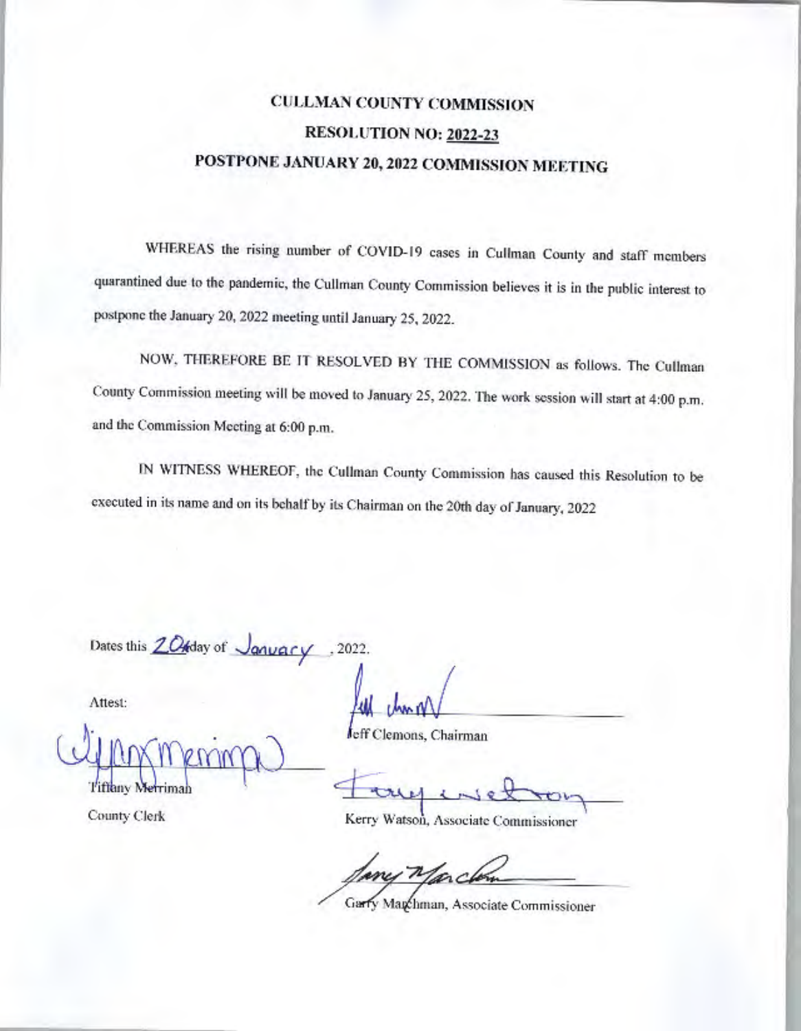# CULLMAN COUNTY COMMISSION

## RESOLUTION NO: 2022-23

## POSTPONE JANUARY 20, 2022 COMMISSION MEETING

WHEREAS the rising number of COVID-19 cases in Cullman County and staff members quarantined due to the pandemic, the Cullman County Commission believes it is in the public interest to postpone the January 20, 2022 meeting until January 25, 2022.

NOW, THEREFORE BE IT RESOLVED BY THE COMMISSION as follows. The Cullman County Commission meeting will be moved to January 25, 2022. The work session will start at 4:00 p.m. and the Commission Meeting at 6:00 p.m.

IN WITNESS WHEREOF, the Cullman County Commission has caused this Resolution to be executed in its name and on its behalf by its Chairman on the 20th day of January, 2022

Dates this 20th day of January, 2022.

Attest:

Tiffany Merriman
County Clerk

Jeff Clemons, Chairman

Kerry Watson, Associate Commissioner

Garry Marchman, Associate Commissioner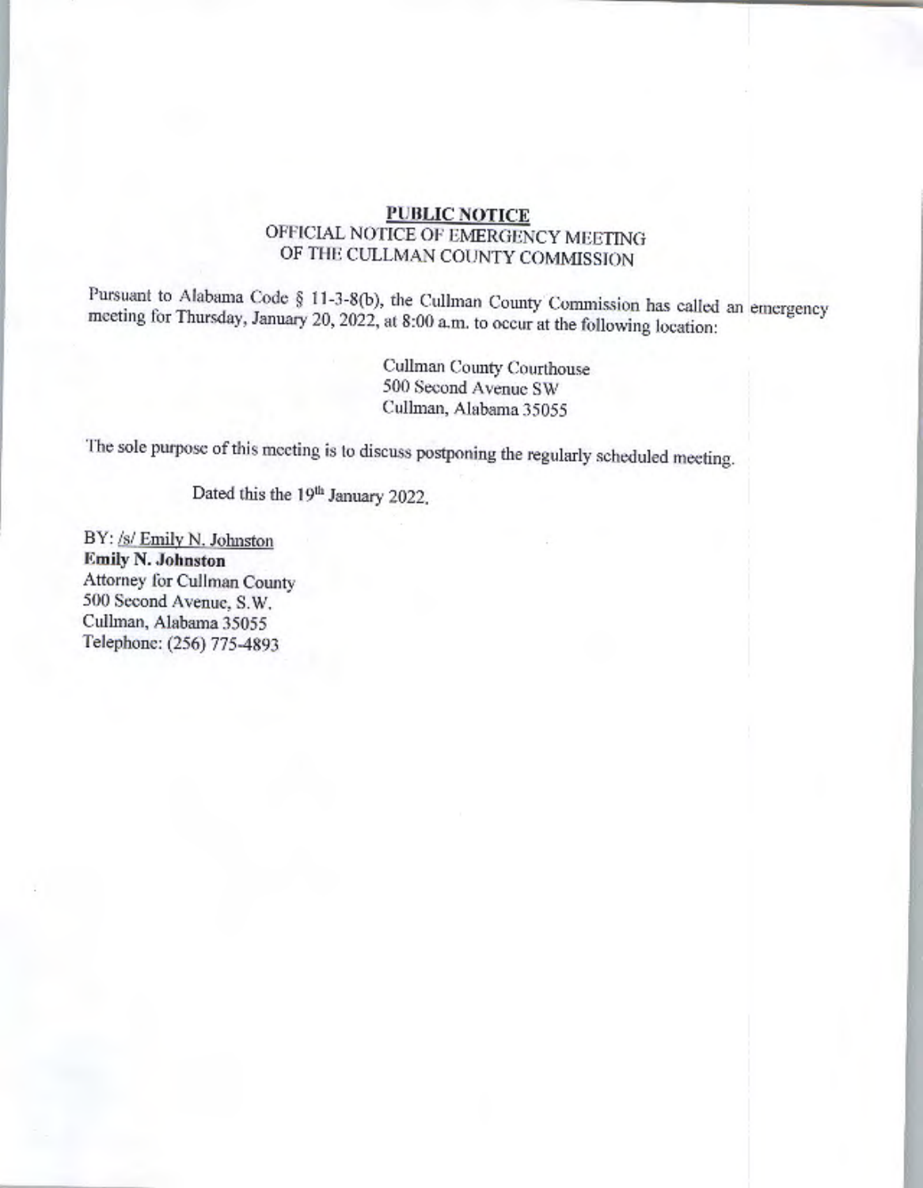**PUBLIC NOTICE**

OFFICIAL NOTICE OF EMERGENCY MEETING
OF THE CULLMAN COUNTY COMMISSION

Pursuant to Alabama Code § 11-3-8(b), the Cullman County Commission has called an emergency meeting for Thursday, January 20, 2022, at 8:00 a.m. to occur at the following location:

Cullman County Courthouse
500 Second Avenue SW
Cullman, Alabama 35055

The sole purpose of this meeting is to discuss postponing the regularly scheduled meeting.

Dated this the 19th January 2022.

BY: /s/ Emily N. Johnston
**Emily N. Johnston**
Attorney for Cullman County
500 Second Avenue, S.W.
Cullman, Alabama 35055
Telephone: (256) 775-4893